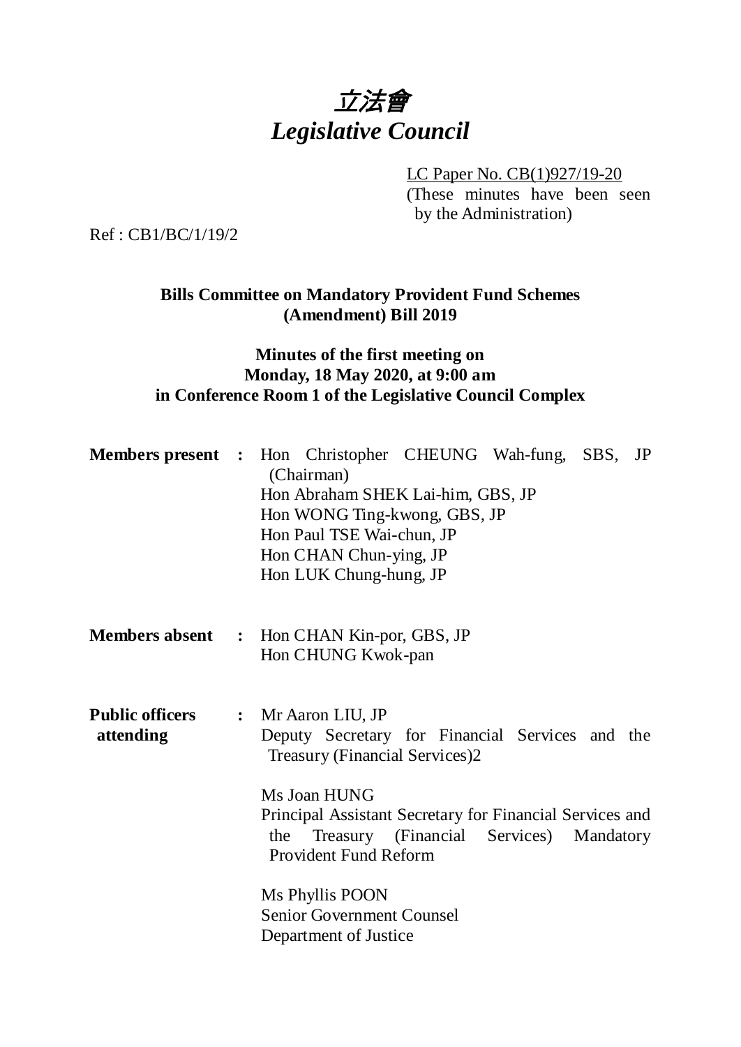# 立法會
# *Legislative Council*

LC Paper No. CB(1)927/19-20
(These minutes have been seen by the Administration)

Ref : CB1/BC/1/19/2

**Bills Committee on Mandatory Provident Fund Schemes (Amendment) Bill 2019**

**Minutes of the first meeting on Monday, 18 May 2020, at 9:00 am in Conference Room 1 of the Legislative Council Complex**

| | | |
|---|---|---|
| **Members present** | **:** | Hon Christopher CHEUNG Wah-fung, SBS, JP (Chairman)<br>Hon Abraham SHEK Lai-him, GBS, JP<br>Hon WONG Ting-kwong, GBS, JP<br>Hon Paul TSE Wai-chun, JP<br>Hon CHAN Chun-ying, JP<br>Hon LUK Chung-hung, JP |
| **Members absent** | **:** | Hon CHAN Kin-por, GBS, JP<br>Hon CHUNG Kwok-pan |
| **Public officers attending** | **:** | Mr Aaron LIU, JP<br>Deputy Secretary for Financial Services and the Treasury (Financial Services)2<br><br>Ms Joan HUNG<br>Principal Assistant Secretary for Financial Services and the Treasury (Financial Services) Mandatory Provident Fund Reform<br><br>Ms Phyllis POON<br>Senior Government Counsel<br>Department of Justice |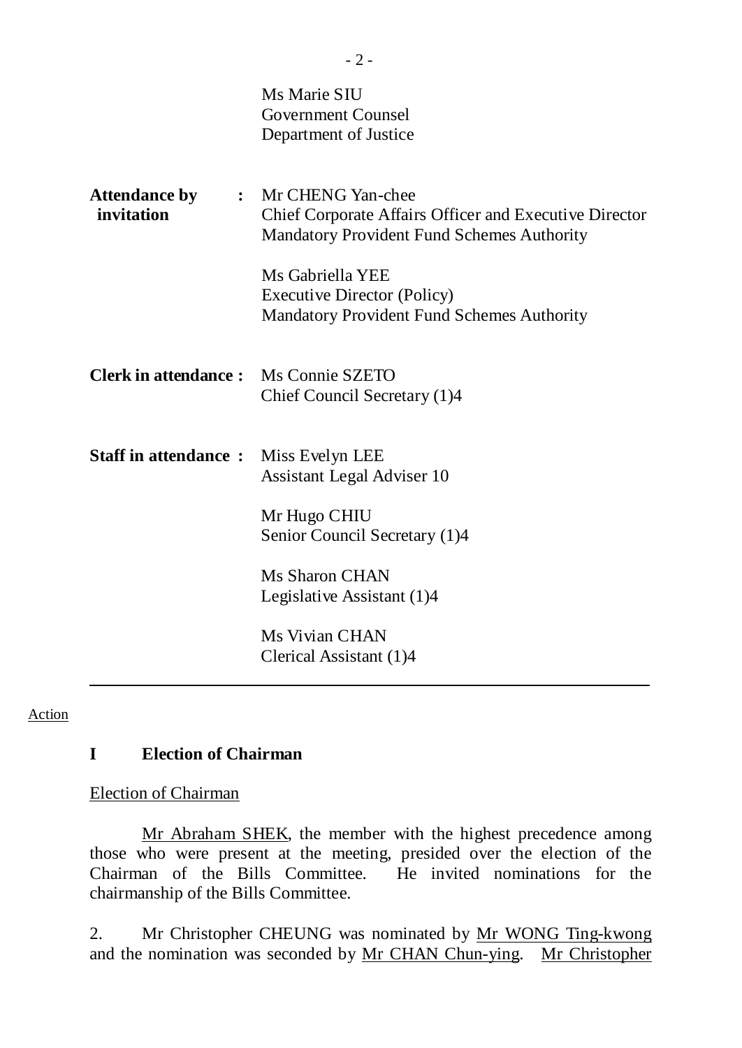Ms Marie SIU
Government Counsel
Department of Justice

**Attendance by invitation** : Mr CHENG Yan-chee
Chief Corporate Affairs Officer and Executive Director
Mandatory Provident Fund Schemes Authority

Ms Gabriella YEE
Executive Director (Policy)
Mandatory Provident Fund Schemes Authority

**Clerk in attendance :** Ms Connie SZETO
Chief Council Secretary (1)4

**Staff in attendance :** Miss Evelyn LEE
Assistant Legal Adviser 10

Mr Hugo CHIU
Senior Council Secretary (1)4

Ms Sharon CHAN
Legislative Assistant (1)4

Ms Vivian CHAN
Clerical Assistant (1)4

---

Action

**I Election of Chairman**

Election of Chairman

Mr Abraham SHEK, the member with the highest precedence among those who were present at the meeting, presided over the election of the Chairman of the Bills Committee. He invited nominations for the chairmanship of the Bills Committee.

2. Mr Christopher CHEUNG was nominated by Mr WONG Ting-kwong and the nomination was seconded by Mr CHAN Chun-ying. Mr Christopher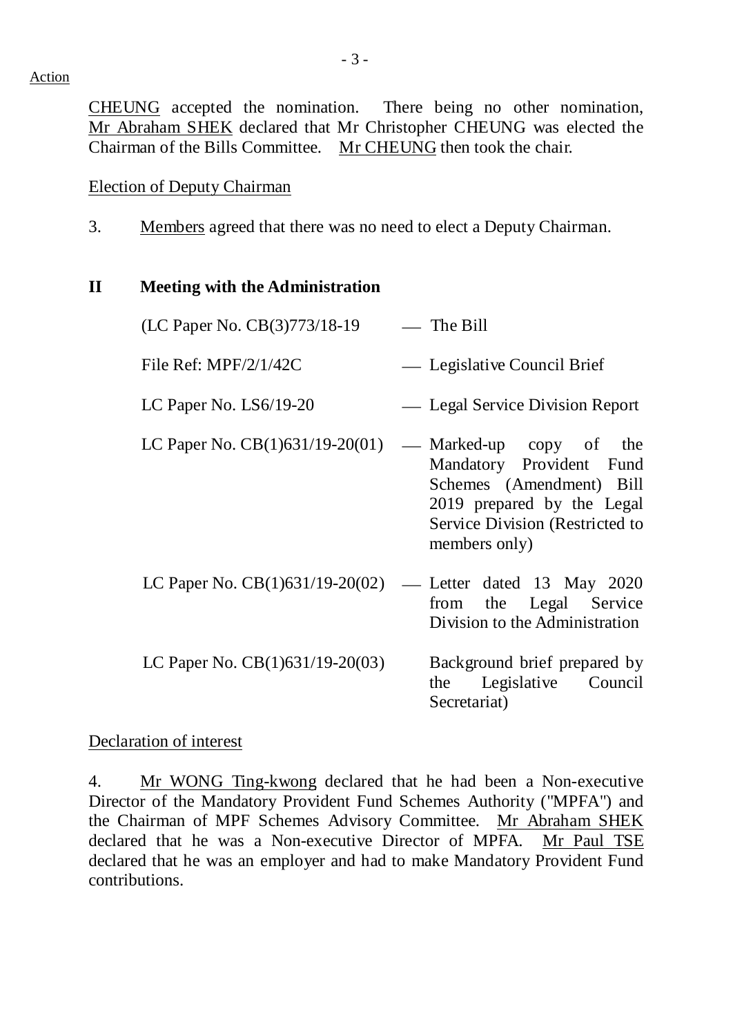Action

CHEUNG accepted the nomination. There being no other nomination, Mr Abraham SHEK declared that Mr Christopher CHEUNG was elected the Chairman of the Bills Committee. Mr CHEUNG then took the chair.

Election of Deputy Chairman

3. Members agreed that there was no need to elect a Deputy Chairman.

**II Meeting with the Administration**

| | | |
|---|---|---|
| (LC Paper No. CB(3)773/18-19 | — | The Bill |
| File Ref: MPF/2/1/42C | — | Legislative Council Brief |
| LC Paper No. LS6/19-20 | — | Legal Service Division Report |
| LC Paper No. CB(1)631/19-20(01) | — | Marked-up copy of the Mandatory Provident Fund Schemes (Amendment) Bill 2019 prepared by the Legal Service Division (Restricted to members only) |
| LC Paper No. CB(1)631/19-20(02) | — | Letter dated 13 May 2020 from the Legal Service Division to the Administration |
| LC Paper No. CB(1)631/19-20(03) | | Background brief prepared by the Legislative Council Secretariat) |

Declaration of interest

4. Mr WONG Ting-kwong declared that he had been a Non-executive Director of the Mandatory Provident Fund Schemes Authority ("MPFA") and the Chairman of MPF Schemes Advisory Committee. Mr Abraham SHEK declared that he was a Non-executive Director of MPFA. Mr Paul TSE declared that he was an employer and had to make Mandatory Provident Fund contributions.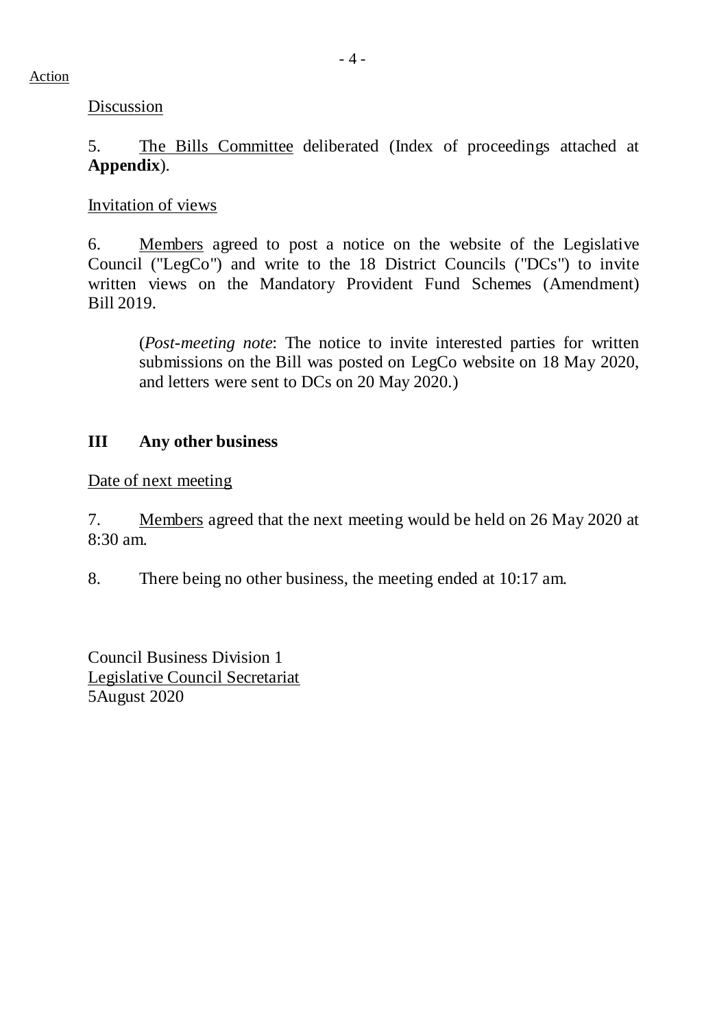Action

Discussion

5. The Bills Committee deliberated (Index of proceedings attached at **Appendix**).

Invitation of views

6. Members agreed to post a notice on the website of the Legislative Council ("LegCo") and write to the 18 District Councils ("DCs") to invite written views on the Mandatory Provident Fund Schemes (Amendment) Bill 2019.

> (*Post-meeting note*: The notice to invite interested parties for written submissions on the Bill was posted on LegCo website on 18 May 2020, and letters were sent to DCs on 20 May 2020.)

## III Any other business

Date of next meeting

7. Members agreed that the next meeting would be held on 26 May 2020 at 8:30 am.

8. There being no other business, the meeting ended at 10:17 am.

Council Business Division 1
Legislative Council Secretariat
5August 2020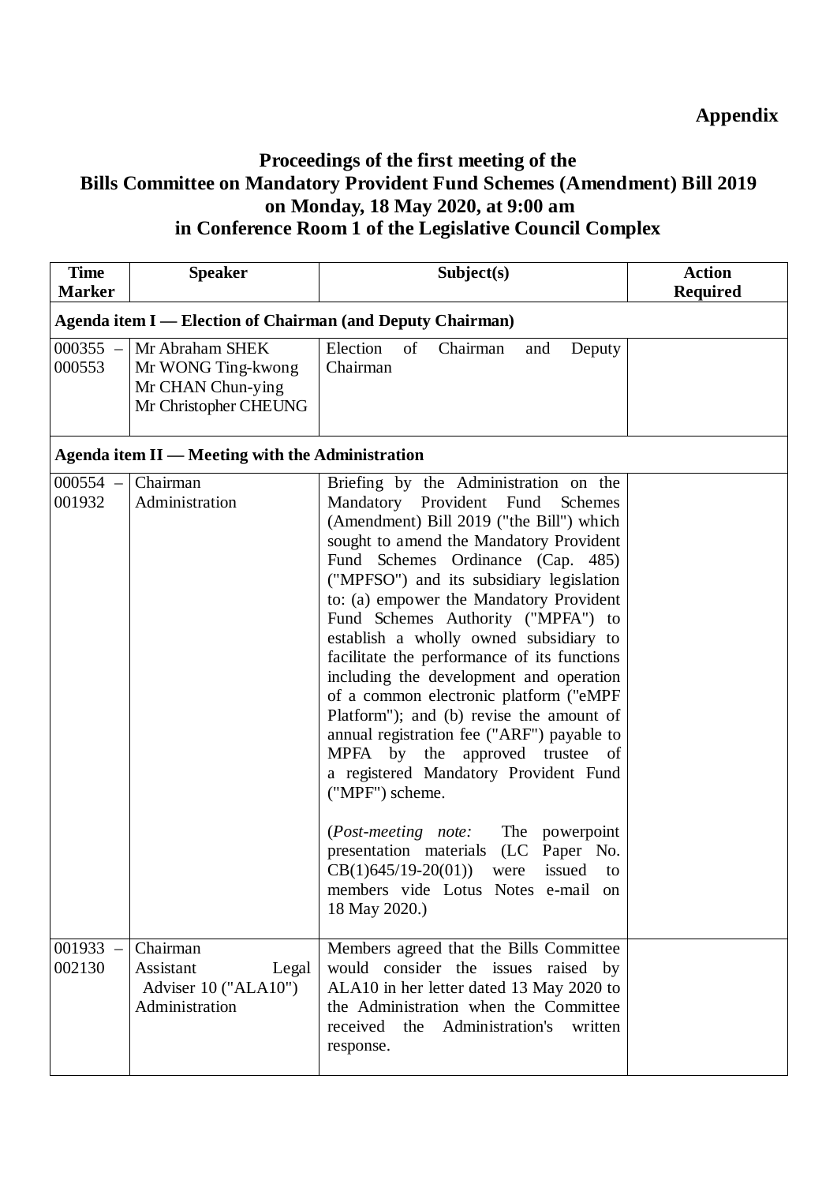**Appendix**

# Proceedings of the first meeting of the Bills Committee on Mandatory Provident Fund Schemes (Amendment) Bill 2019 on Monday, 18 May 2020, at 9:00 am in Conference Room 1 of the Legislative Council Complex

| Time Marker | Speaker | Subject(s) | Action Required |
|---|---|---|---|
| **Agenda item I — Election of Chairman (and Deputy Chairman)** | | | |
| 000355 – 000553 | Mr Abraham SHEK<br>Mr WONG Ting-kwong<br>Mr CHAN Chun-ying<br>Mr Christopher CHEUNG | Election of Chairman and Deputy Chairman | |
| **Agenda item II — Meeting with the Administration** | | | |
| 000554 – 001932 | Chairman<br>Administration | Briefing by the Administration on the Mandatory Provident Fund Schemes (Amendment) Bill 2019 ("the Bill") which sought to amend the Mandatory Provident Fund Schemes Ordinance (Cap. 485) ("MPFSO") and its subsidiary legislation to: (a) empower the Mandatory Provident Fund Schemes Authority ("MPFA") to establish a wholly owned subsidiary to facilitate the performance of its functions including the development and operation of a common electronic platform ("eMPF Platform"); and (b) revise the amount of annual registration fee ("ARF") payable to MPFA by the approved trustee of a registered Mandatory Provident Fund ("MPF") scheme.<br><br>(*Post-meeting note:* The powerpoint presentation materials (LC Paper No. CB(1)645/19-20(01)) were issued to members vide Lotus Notes e-mail on 18 May 2020.) | |
| 001933 – 002130 | Chairman<br>Assistant Legal Adviser 10 ("ALA10")<br>Administration | Members agreed that the Bills Committee would consider the issues raised by ALA10 in her letter dated 13 May 2020 to the Administration when the Committee received the Administration's written response. | |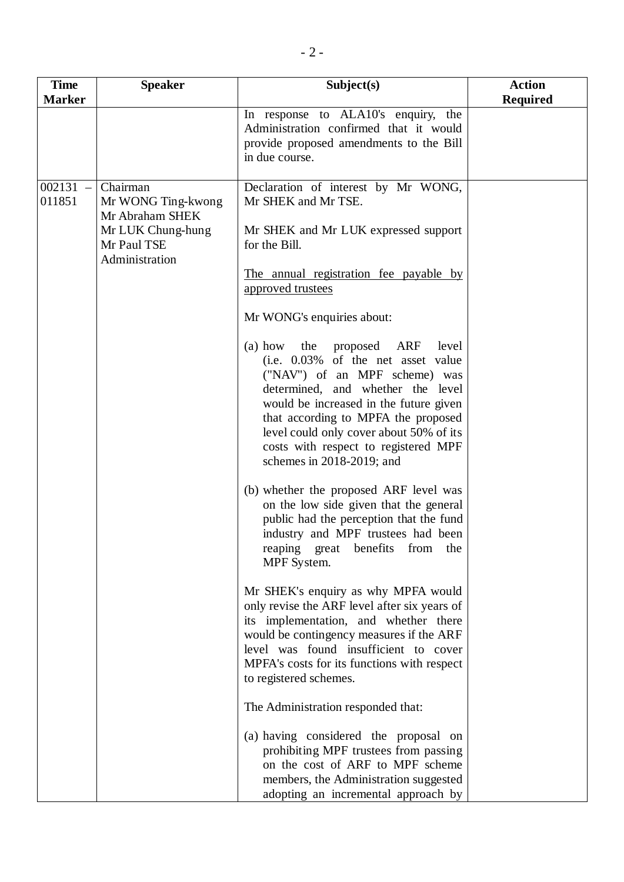| Time Marker | Speaker | Subject(s) | Action Required |
|---|---|---|---|
| | | In response to ALA10's enquiry, the Administration confirmed that it would provide proposed amendments to the Bill in due course. | |
| 002131 – 011851 | Chairman<br>Mr WONG Ting-kwong<br>Mr Abraham SHEK<br>Mr LUK Chung-hung<br>Mr Paul TSE<br>Administration | Declaration of interest by Mr WONG, Mr SHEK and Mr TSE.<br><br>Mr SHEK and Mr LUK expressed support for the Bill.<br><br><u>The annual registration fee payable by approved trustees</u><br><br>Mr WONG's enquiries about:<br><br>(a) how the proposed ARF level (i.e. 0.03% of the net asset value ("NAV") of an MPF scheme) was determined, and whether the level would be increased in the future given that according to MPFA the proposed level could only cover about 50% of its costs with respect to registered MPF schemes in 2018-2019; and<br><br>(b) whether the proposed ARF level was on the low side given that the general public had the perception that the fund industry and MPF trustees had been reaping great benefits from the MPF System.<br><br>Mr SHEK's enquiry as why MPFA would only revise the ARF level after six years of its implementation, and whether there would be contingency measures if the ARF level was found insufficient to cover MPFA's costs for its functions with respect to registered schemes.<br><br>The Administration responded that:<br><br>(a) having considered the proposal on prohibiting MPF trustees from passing on the cost of ARF to MPF scheme members, the Administration suggested adopting an incremental approach by | |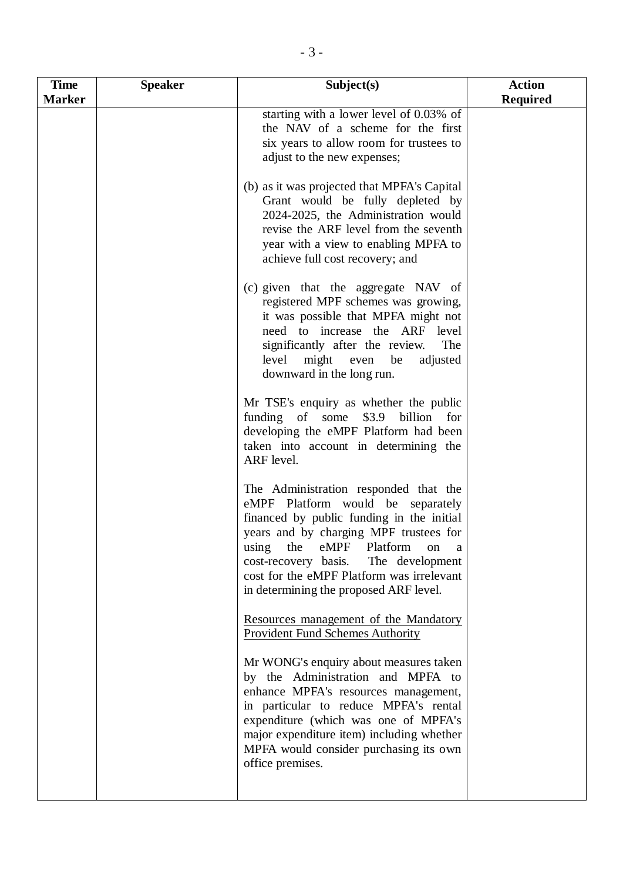| Time Marker | Speaker | Subject(s) | Action Required |
|---|---|---|---|
| | | starting with a lower level of 0.03% of the NAV of a scheme for the first six years to allow room for trustees to adjust to the new expenses;<br><br>(b) as it was projected that MPFA's Capital Grant would be fully depleted by 2024-2025, the Administration would revise the ARF level from the seventh year with a view to enabling MPFA to achieve full cost recovery; and<br><br>(c) given that the aggregate NAV of registered MPF schemes was growing, it was possible that MPFA might not need to increase the ARF level significantly after the review. The level might even be adjusted downward in the long run.<br><br>Mr TSE's enquiry as whether the public funding of some $3.9 billion for developing the eMPF Platform had been taken into account in determining the ARF level.<br><br>The Administration responded that the eMPF Platform would be separately financed by public funding in the initial years and by charging MPF trustees for using the eMPF Platform on a cost-recovery basis. The development cost for the eMPF Platform was irrelevant in determining the proposed ARF level.<br><br><u>Resources management of the Mandatory Provident Fund Schemes Authority</u><br><br>Mr WONG's enquiry about measures taken by the Administration and MPFA to enhance MPFA's resources management, in particular to reduce MPFA's rental expenditure (which was one of MPFA's major expenditure item) including whether MPFA would consider purchasing its own office premises. | |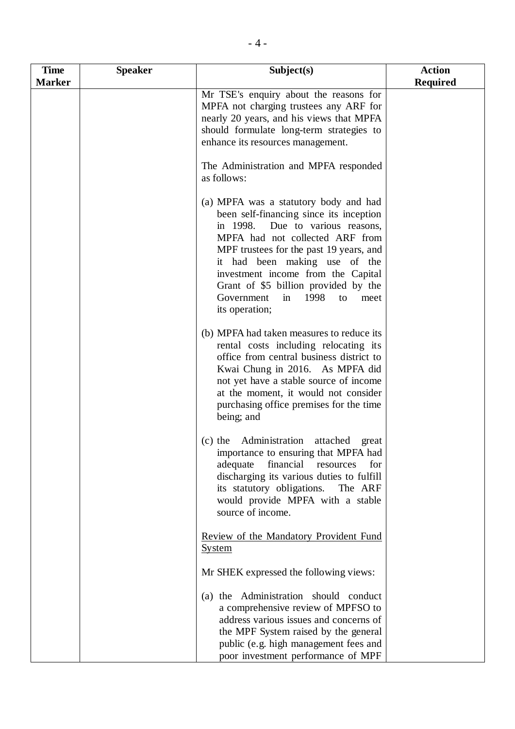| Time Marker | Speaker | Subject(s) | Action Required |
|---|---|---|---|
| | | Mr TSE's enquiry about the reasons for MPFA not charging trustees any ARF for nearly 20 years, and his views that MPFA should formulate long-term strategies to enhance its resources management.<br><br>The Administration and MPFA responded as follows:<br><br>(a) MPFA was a statutory body and had been self-financing since its inception in 1998. Due to various reasons, MPFA had not collected ARF from MPF trustees for the past 19 years, and it had been making use of the investment income from the Capital Grant of $5 billion provided by the Government in 1998 to meet its operation;<br><br>(b) MPFA had taken measures to reduce its rental costs including relocating its office from central business district to Kwai Chung in 2016. As MPFA did not yet have a stable source of income at the moment, it would not consider purchasing office premises for the time being; and<br><br>(c) the Administration attached great importance to ensuring that MPFA had adequate financial resources for discharging its various duties to fulfill its statutory obligations. The ARF would provide MPFA with a stable source of income.<br><br><u>Review of the Mandatory Provident Fund System</u><br><br>Mr SHEK expressed the following views:<br><br>(a) the Administration should conduct a comprehensive review of MPFSO to address various issues and concerns of the MPF System raised by the general public (e.g. high management fees and poor investment performance of MPF | |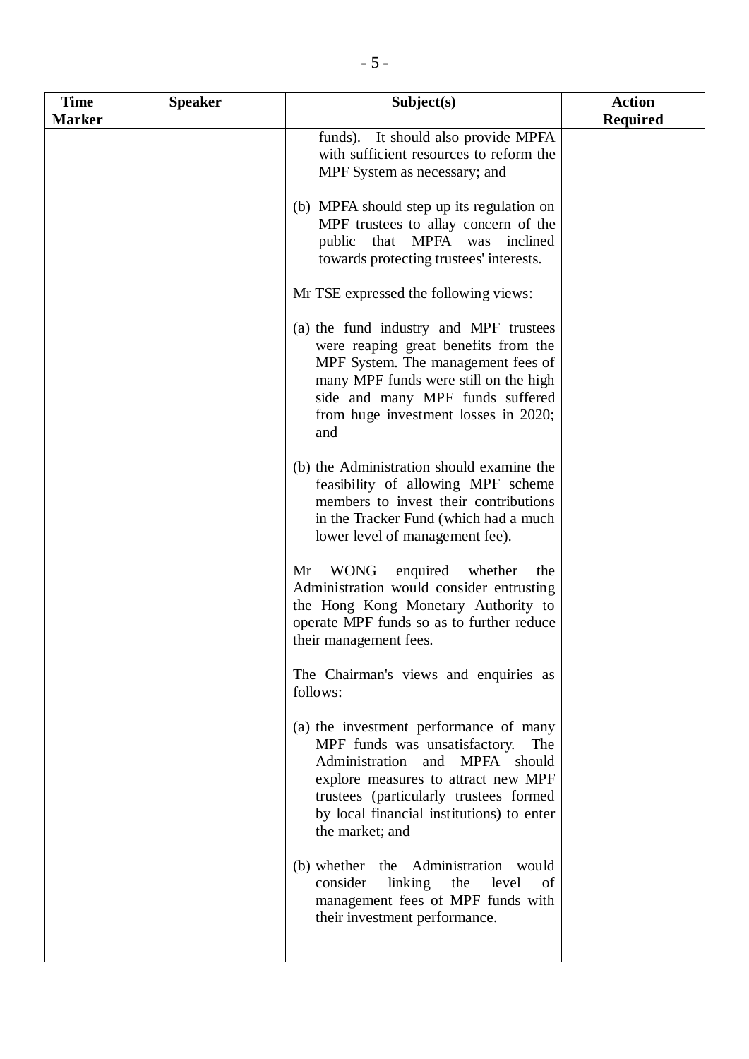| Time Marker | Speaker | Subject(s) | Action Required |
|---|---|---|---|
| | | funds). It should also provide MPFA with sufficient resources to reform the MPF System as necessary; and<br><br>(b) MPFA should step up its regulation on MPF trustees to allay concern of the public that MPFA was inclined towards protecting trustees' interests.<br><br>Mr TSE expressed the following views:<br><br>(a) the fund industry and MPF trustees were reaping great benefits from the MPF System. The management fees of many MPF funds were still on the high side and many MPF funds suffered from huge investment losses in 2020; and<br><br>(b) the Administration should examine the feasibility of allowing MPF scheme members to invest their contributions in the Tracker Fund (which had a much lower level of management fee).<br><br>Mr WONG enquired whether the Administration would consider entrusting the Hong Kong Monetary Authority to operate MPF funds so as to further reduce their management fees.<br><br>The Chairman's views and enquiries as follows:<br><br>(a) the investment performance of many MPF funds was unsatisfactory. The Administration and MPFA should explore measures to attract new MPF trustees (particularly trustees formed by local financial institutions) to enter the market; and<br><br>(b) whether the Administration would consider linking the level of management fees of MPF funds with their investment performance. | |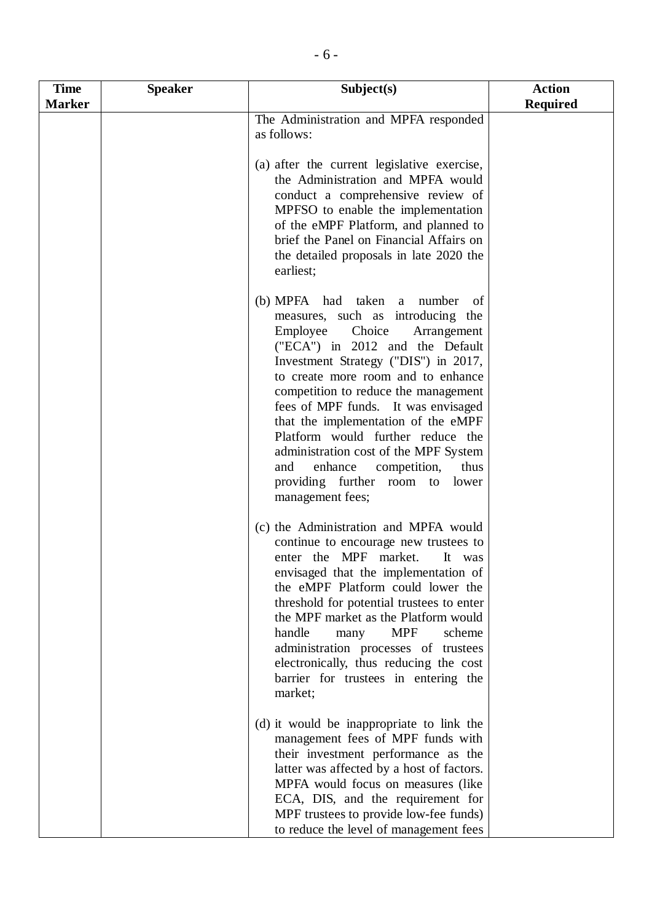| Time Marker | Speaker | Subject(s) | Action Required |
|---|---|---|---|
| | | The Administration and MPFA responded as follows:<br><br>(a) after the current legislative exercise, the Administration and MPFA would conduct a comprehensive review of MPFSO to enable the implementation of the eMPF Platform, and planned to brief the Panel on Financial Affairs on the detailed proposals in late 2020 the earliest;<br><br>(b) MPFA had taken a number of measures, such as introducing the Employee Choice Arrangement ("ECA") in 2012 and the Default Investment Strategy ("DIS") in 2017, to create more room and to enhance competition to reduce the management fees of MPF funds. It was envisaged that the implementation of the eMPF Platform would further reduce the administration cost of the MPF System and enhance competition, thus providing further room to lower management fees;<br><br>(c) the Administration and MPFA would continue to encourage new trustees to enter the MPF market. It was envisaged that the implementation of the eMPF Platform could lower the threshold for potential trustees to enter the MPF market as the Platform would handle many MPF scheme administration processes of trustees electronically, thus reducing the cost barrier for trustees in entering the market;<br><br>(d) it would be inappropriate to link the management fees of MPF funds with their investment performance as the latter was affected by a host of factors. MPFA would focus on measures (like ECA, DIS, and the requirement for MPF trustees to provide low-fee funds) to reduce the level of management fees | |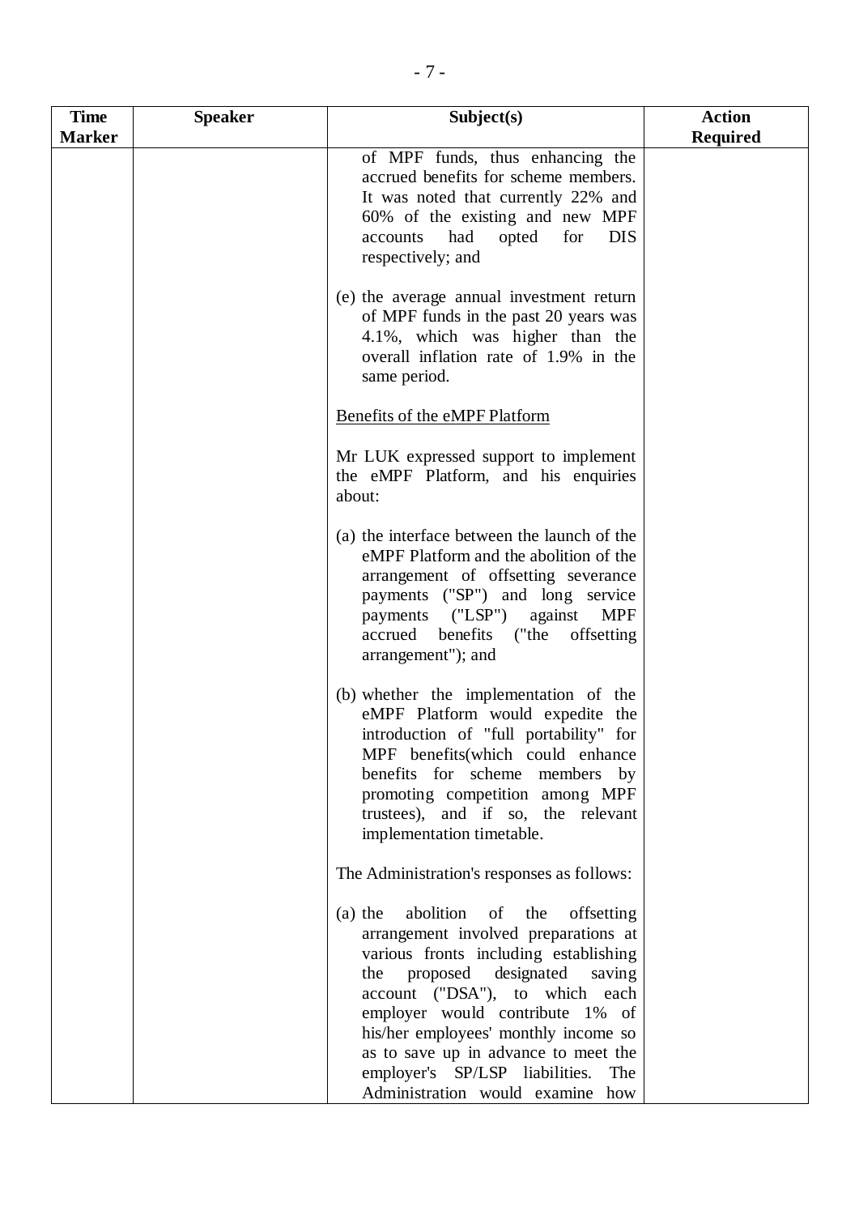| Time Marker | Speaker | Subject(s) | Action Required |
|---|---|---|---|
| | | of MPF funds, thus enhancing the accrued benefits for scheme members. It was noted that currently 22% and 60% of the existing and new MPF accounts had opted for DIS respectively; and<br><br>(e) the average annual investment return of MPF funds in the past 20 years was 4.1%, which was higher than the overall inflation rate of 1.9% in the same period.<br><br><u>Benefits of the eMPF Platform</u><br><br>Mr LUK expressed support to implement the eMPF Platform, and his enquiries about:<br><br>(a) the interface between the launch of the eMPF Platform and the abolition of the arrangement of offsetting severance payments ("SP") and long service payments ("LSP") against MPF accrued benefits ("the offsetting arrangement"); and<br><br>(b) whether the implementation of the eMPF Platform would expedite the introduction of "full portability" for MPF benefits(which could enhance benefits for scheme members by promoting competition among MPF trustees), and if so, the relevant implementation timetable.<br><br>The Administration's responses as follows:<br><br>(a) the abolition of the offsetting arrangement involved preparations at various fronts including establishing the proposed designated saving account ("DSA"), to which each employer would contribute 1% of his/her employees' monthly income so as to save up in advance to meet the employer's SP/LSP liabilities. The Administration would examine how | |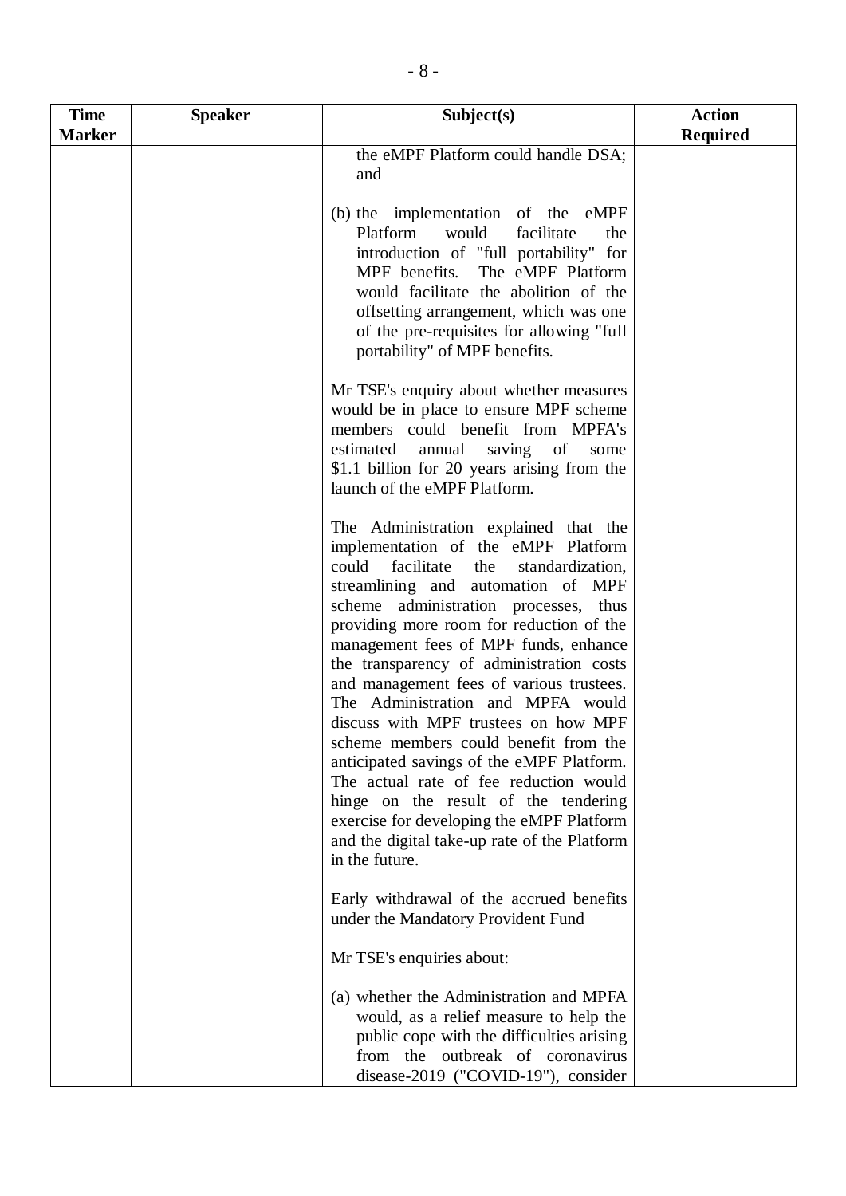| Time Marker | Speaker | Subject(s) | Action Required |
|---|---|---|---|
| | | the eMPF Platform could handle DSA; and<br><br>(b) the implementation of the eMPF Platform would facilitate the introduction of "full portability" for MPF benefits. The eMPF Platform would facilitate the abolition of the offsetting arrangement, which was one of the pre-requisites for allowing "full portability" of MPF benefits.<br><br>Mr TSE's enquiry about whether measures would be in place to ensure MPF scheme members could benefit from MPFA's estimated annual saving of some \$1.1 billion for 20 years arising from the launch of the eMPF Platform.<br><br>The Administration explained that the implementation of the eMPF Platform could facilitate the standardization, streamlining and automation of MPF scheme administration processes, thus providing more room for reduction of the management fees of MPF funds, enhance the transparency of administration costs and management fees of various trustees. The Administration and MPFA would discuss with MPF trustees on how MPF scheme members could benefit from the anticipated savings of the eMPF Platform. The actual rate of fee reduction would hinge on the result of the tendering exercise for developing the eMPF Platform and the digital take-up rate of the Platform in the future.<br><br><u>Early withdrawal of the accrued benefits under the Mandatory Provident Fund</u><br><br>Mr TSE's enquiries about:<br><br>(a) whether the Administration and MPFA would, as a relief measure to help the public cope with the difficulties arising from the outbreak of coronavirus disease-2019 ("COVID-19"), consider | |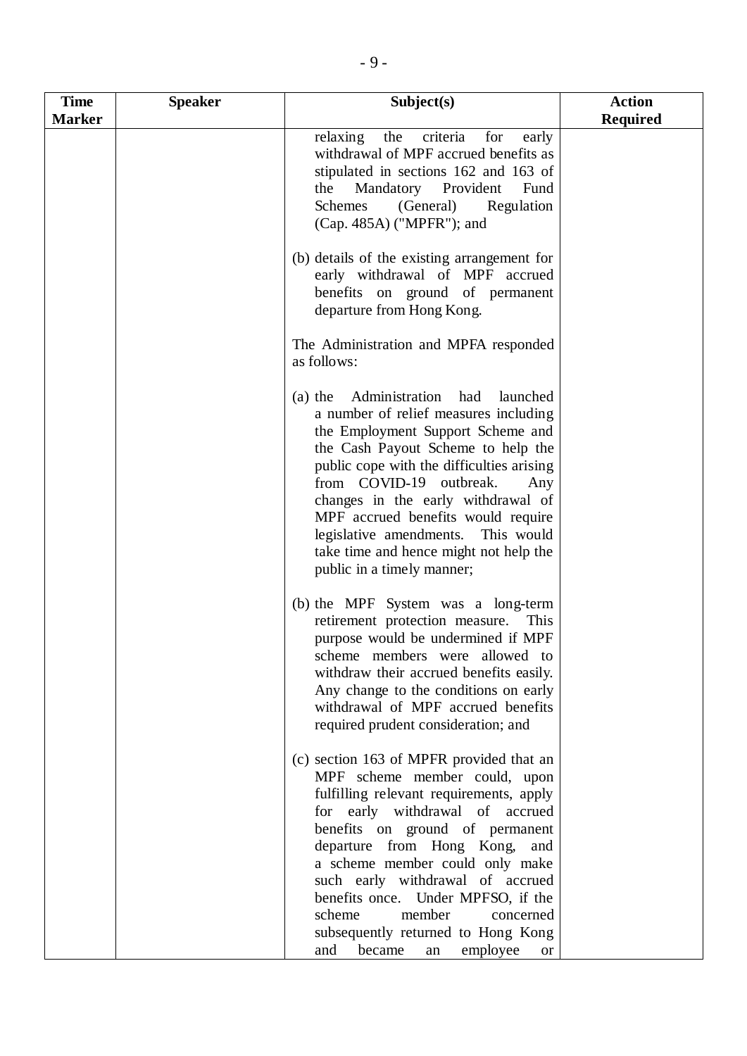| Time Marker | Speaker | Subject(s) | Action Required |
|---|---|---|---|
| | | relaxing the criteria for early withdrawal of MPF accrued benefits as stipulated in sections 162 and 163 of the Mandatory Provident Fund Schemes (General) Regulation (Cap. 485A) ("MPFR"); and<br><br>(b) details of the existing arrangement for early withdrawal of MPF accrued benefits on ground of permanent departure from Hong Kong.<br><br>The Administration and MPFA responded as follows:<br><br>(a) the Administration had launched a number of relief measures including the Employment Support Scheme and the Cash Payout Scheme to help the public cope with the difficulties arising from COVID-19 outbreak. Any changes in the early withdrawal of MPF accrued benefits would require legislative amendments. This would take time and hence might not help the public in a timely manner;<br><br>(b) the MPF System was a long-term retirement protection measure. This purpose would be undermined if MPF scheme members were allowed to withdraw their accrued benefits easily. Any change to the conditions on early withdrawal of MPF accrued benefits required prudent consideration; and<br><br>(c) section 163 of MPFR provided that an MPF scheme member could, upon fulfilling relevant requirements, apply for early withdrawal of accrued benefits on ground of permanent departure from Hong Kong, and a scheme member could only make such early withdrawal of accrued benefits once. Under MPFSO, if the scheme member concerned subsequently returned to Hong Kong and became an employee or | |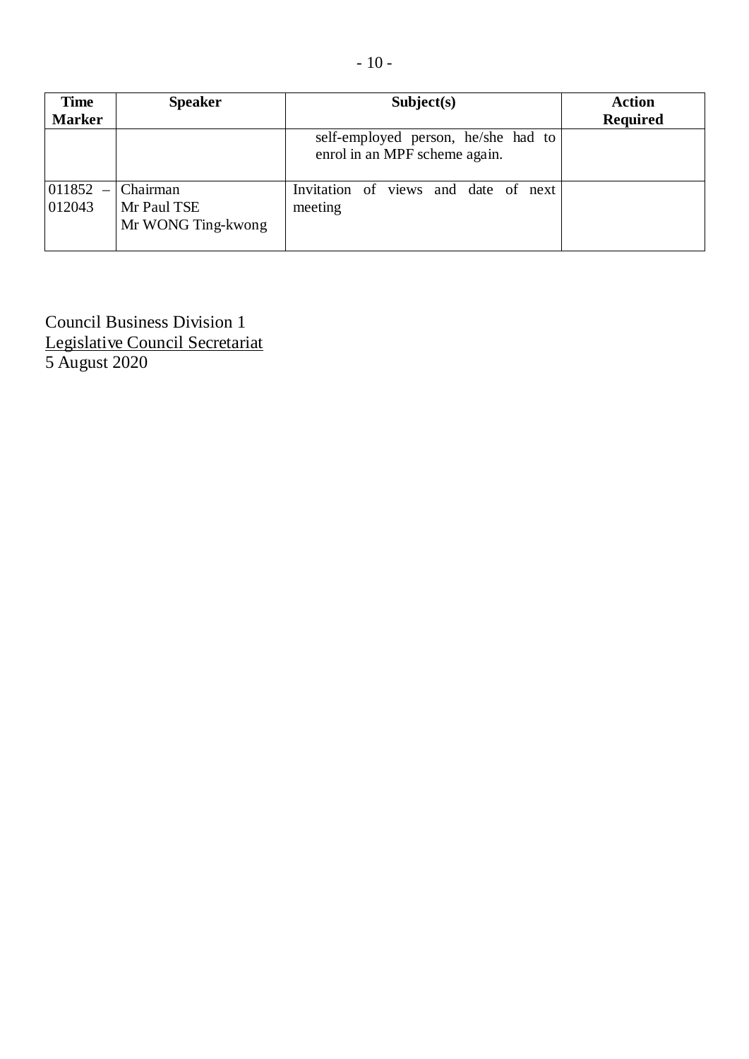| Time Marker | Speaker | Subject(s) | Action Required |
|---|---|---|---|
| | | self-employed person, he/she had to enrol in an MPF scheme again. | |
| 011852 – 012043 | Chairman<br>Mr Paul TSE<br>Mr WONG Ting-kwong | Invitation of views and date of next meeting | |

Council Business Division 1
Legislative Council Secretariat
5 August 2020